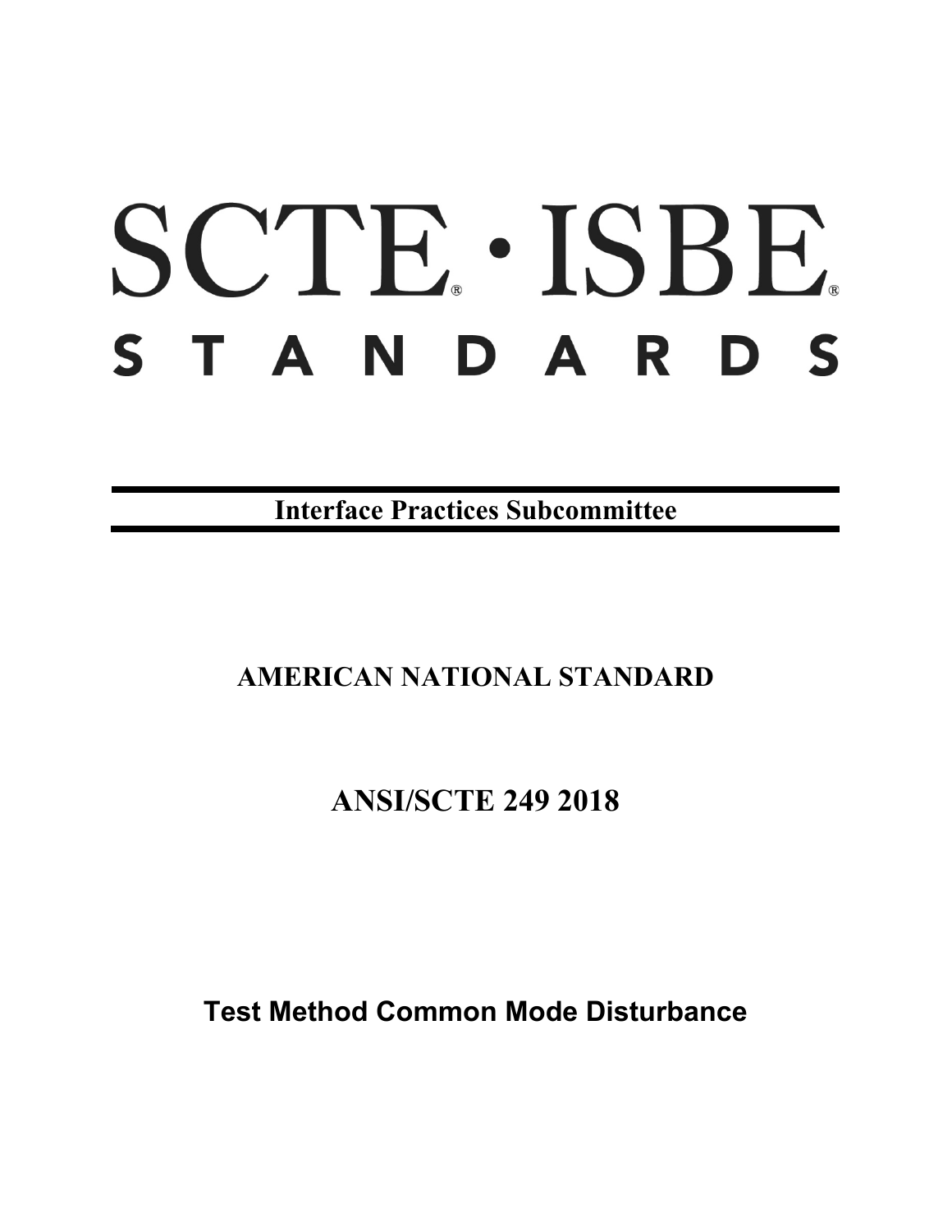# SCTE · ISBE STANDARDS

**Interface Practices Subcommittee**

**AMERICAN NATIONAL STANDARD**

## ANSI/SCTE 249 2018

# Test Method Common Mode Disturbance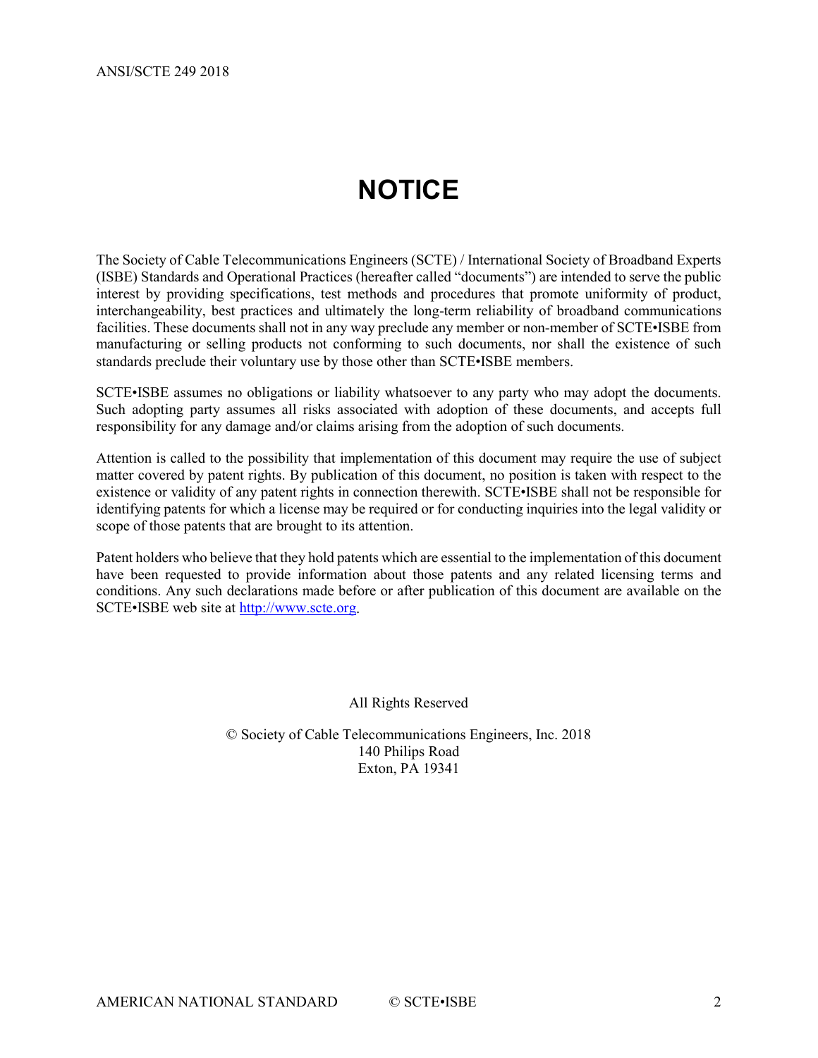# NOTICE

The Society of Cable Telecommunications Engineers (SCTE) / International Society of Broadband Experts (ISBE) Standards and Operational Practices (hereafter called "documents") are intended to serve the public interest by providing specifications, test methods and procedures that promote uniformity of product, interchangeability, best practices and ultimately the long-term reliability of broadband communications facilities. These documents shall not in any way preclude any member or non-member of SCTE•ISBE from manufacturing or selling products not conforming to such documents, nor shall the existence of such standards preclude their voluntary use by those other than SCTE•ISBE members.

SCTE•ISBE assumes no obligations or liability whatsoever to any party who may adopt the documents. Such adopting party assumes all risks associated with adoption of these documents, and accepts full responsibility for any damage and/or claims arising from the adoption of such documents.

Attention is called to the possibility that implementation of this document may require the use of subject matter covered by patent rights. By publication of this document, no position is taken with respect to the existence or validity of any patent rights in connection therewith. SCTE•ISBE shall not be responsible for identifying patents for which a license may be required or for conducting inquiries into the legal validity or scope of those patents that are brought to its attention.

Patent holders who believe that they hold patents which are essential to the implementation of this document have been requested to provide information about those patents and any related licensing terms and conditions. Any such declarations made before or after publication of this document are available on the SCTE•ISBE web site at http://www.scte.org.

All Rights Reserved

© Society of Cable Telecommunications Engineers, Inc. 2018
140 Philips Road
Exton, PA 19341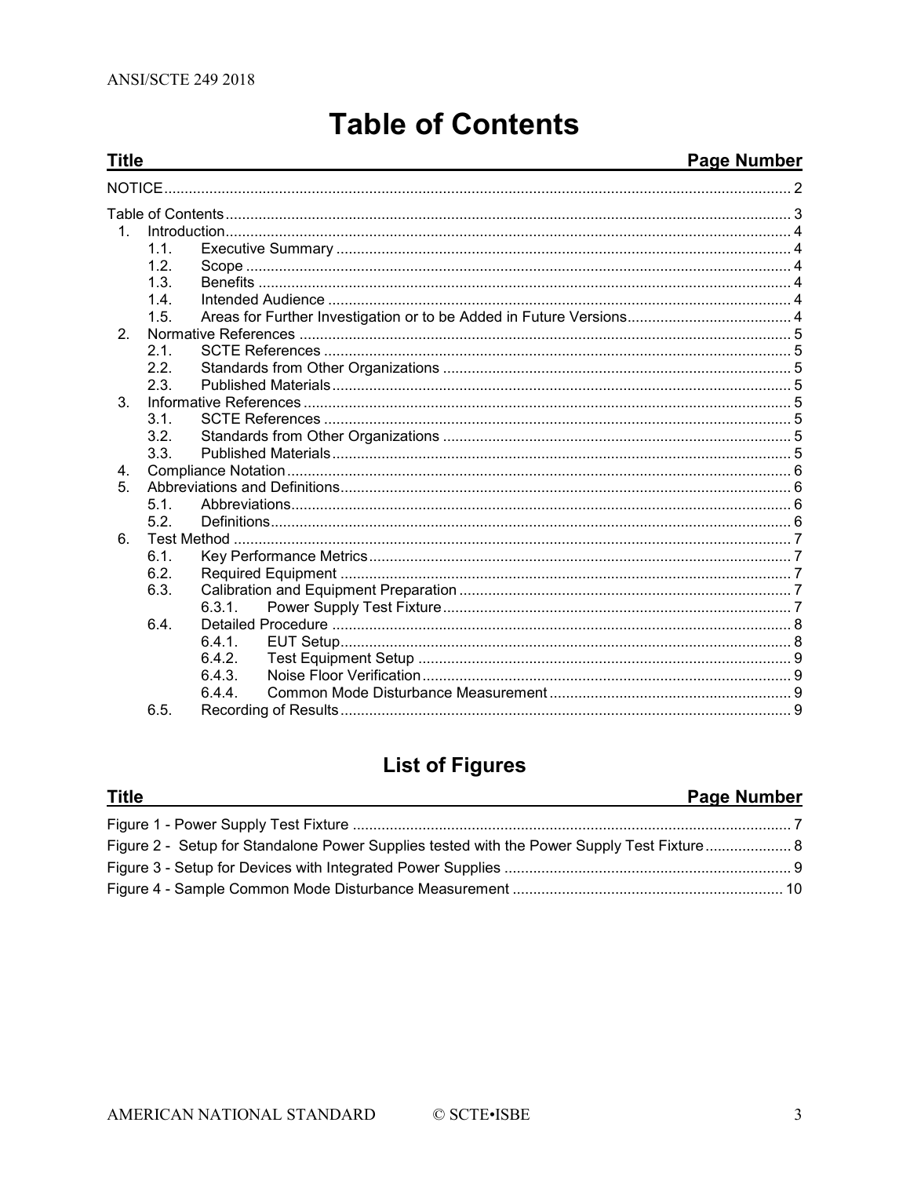# Table of Contents

| Title | Page Number |
| --- | --- |
| NOTICE | 2 |
| Table of Contents | 3 |
| 1. Introduction | 4 |
| 1.1. Executive Summary | 4 |
| 1.2. Scope | 4 |
| 1.3. Benefits | 4 |
| 1.4. Intended Audience | 4 |
| 1.5. Areas for Further Investigation or to be Added in Future Versions | 4 |
| 2. Normative References | 5 |
| 2.1. SCTE References | 5 |
| 2.2. Standards from Other Organizations | 5 |
| 2.3. Published Materials | 5 |
| 3. Informative References | 5 |
| 3.1. SCTE References | 5 |
| 3.2. Standards from Other Organizations | 5 |
| 3.3. Published Materials | 5 |
| 4. Compliance Notation | 6 |
| 5. Abbreviations and Definitions | 6 |
| 5.1. Abbreviations | 6 |
| 5.2. Definitions | 6 |
| 6. Test Method | 7 |
| 6.1. Key Performance Metrics | 7 |
| 6.2. Required Equipment | 7 |
| 6.3. Calibration and Equipment Preparation | 7 |
| 6.3.1. Power Supply Test Fixture | 7 |
| 6.4. Detailed Procedure | 8 |
| 6.4.1. EUT Setup | 8 |
| 6.4.2. Test Equipment Setup | 9 |
| 6.4.3. Noise Floor Verification | 9 |
| 6.4.4. Common Mode Disturbance Measurement | 9 |
| 6.5. Recording of Results | 9 |

# List of Figures

| Title | Page Number |
| --- | --- |
| Figure 1 - Power Supply Test Fixture | 7 |
| Figure 2 - Setup for Standalone Power Supplies tested with the Power Supply Test Fixture | 8 |
| Figure 3 - Setup for Devices with Integrated Power Supplies | 9 |
| Figure 4 - Sample Common Mode Disturbance Measurement | 10 |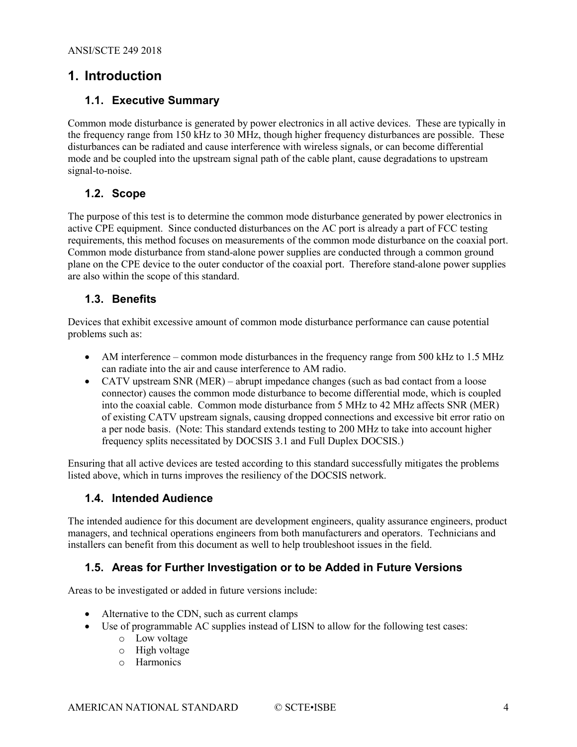# 1. Introduction

## 1.1. Executive Summary

Common mode disturbance is generated by power electronics in all active devices. These are typically in the frequency range from 150 kHz to 30 MHz, though higher frequency disturbances are possible. These disturbances can be radiated and cause interference with wireless signals, or can become differential mode and be coupled into the upstream signal path of the cable plant, cause degradations to upstream signal-to-noise.

## 1.2. Scope

The purpose of this test is to determine the common mode disturbance generated by power electronics in active CPE equipment. Since conducted disturbances on the AC port is already a part of FCC testing requirements, this method focuses on measurements of the common mode disturbance on the coaxial port. Common mode disturbance from stand-alone power supplies are conducted through a common ground plane on the CPE device to the outer conductor of the coaxial port. Therefore stand-alone power supplies are also within the scope of this standard.

## 1.3. Benefits

Devices that exhibit excessive amount of common mode disturbance performance can cause potential problems such as:

- AM interference – common mode disturbances in the frequency range from 500 kHz to 1.5 MHz can radiate into the air and cause interference to AM radio.
- CATV upstream SNR (MER) – abrupt impedance changes (such as bad contact from a loose connector) causes the common mode disturbance to become differential mode, which is coupled into the coaxial cable. Common mode disturbance from 5 MHz to 42 MHz affects SNR (MER) of existing CATV upstream signals, causing dropped connections and excessive bit error ratio on a per node basis. (Note: This standard extends testing to 200 MHz to take into account higher frequency splits necessitated by DOCSIS 3.1 and Full Duplex DOCSIS.)

Ensuring that all active devices are tested according to this standard successfully mitigates the problems listed above, which in turns improves the resiliency of the DOCSIS network.

## 1.4. Intended Audience

The intended audience for this document are development engineers, quality assurance engineers, product managers, and technical operations engineers from both manufacturers and operators. Technicians and installers can benefit from this document as well to help troubleshoot issues in the field.

## 1.5. Areas for Further Investigation or to be Added in Future Versions

Areas to be investigated or added in future versions include:

- Alternative to the CDN, such as current clamps
- Use of programmable AC supplies instead of LISN to allow for the following test cases:
  - Low voltage
  - High voltage
  - Harmonics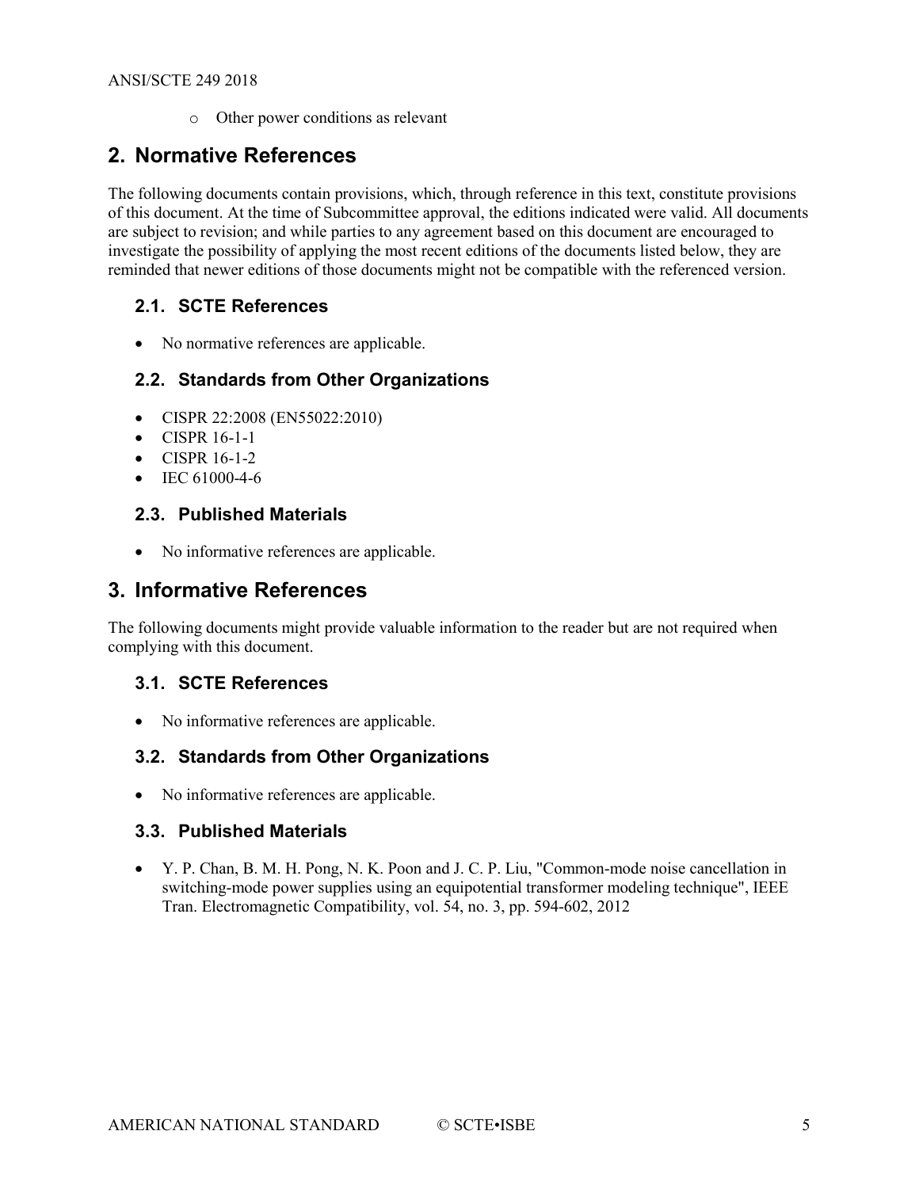- Other power conditions as relevant

## 2. Normative References

The following documents contain provisions, which, through reference in this text, constitute provisions of this document. At the time of Subcommittee approval, the editions indicated were valid. All documents are subject to revision; and while parties to any agreement based on this document are encouraged to investigate the possibility of applying the most recent editions of the documents listed below, they are reminded that newer editions of those documents might not be compatible with the referenced version.

### 2.1. SCTE References

- No normative references are applicable.

### 2.2. Standards from Other Organizations

- CISPR 22:2008 (EN55022:2010)
- CISPR 16-1-1
- CISPR 16-1-2
- IEC 61000-4-6

### 2.3. Published Materials

- No informative references are applicable.

## 3. Informative References

The following documents might provide valuable information to the reader but are not required when complying with this document.

### 3.1. SCTE References

- No informative references are applicable.

### 3.2. Standards from Other Organizations

- No informative references are applicable.

### 3.3. Published Materials

- Y. P. Chan, B. M. H. Pong, N. K. Poon and J. C. P. Liu, "Common-mode noise cancellation in switching-mode power supplies using an equipotential transformer modeling technique", IEEE Tran. Electromagnetic Compatibility, vol. 54, no. 3, pp. 594-602, 2012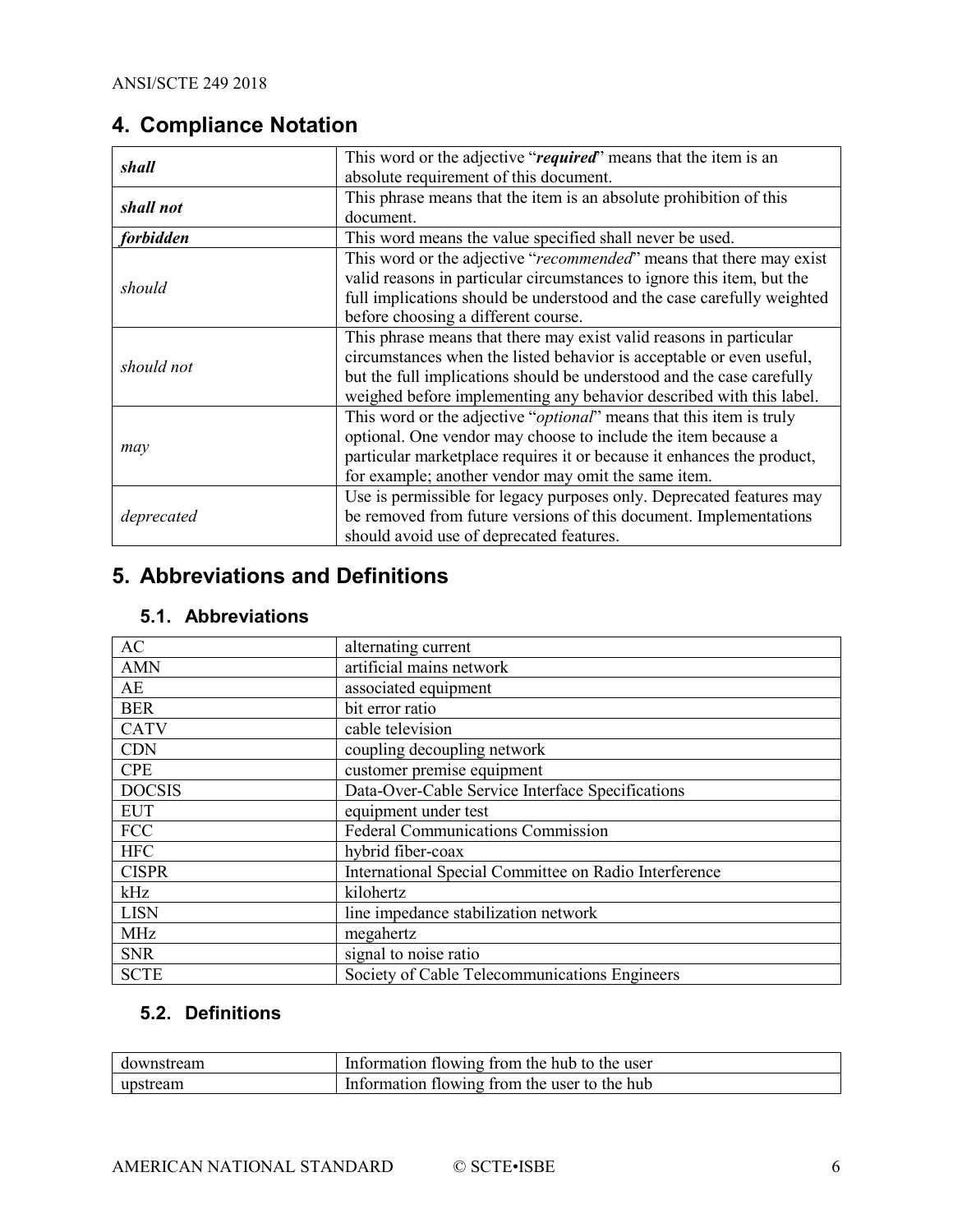## 4. Compliance Notation

| | |
|---|---|
| ***shall*** | This word or the adjective "***required***" means that the item is an absolute requirement of this document. |
| ***shall not*** | This phrase means that the item is an absolute prohibition of this document. |
| ***forbidden*** | This word means the value specified shall never be used. |
| *should* | This word or the adjective "*recommended*" means that there may exist valid reasons in particular circumstances to ignore this item, but the full implications should be understood and the case carefully weighted before choosing a different course. |
| *should not* | This phrase means that there may exist valid reasons in particular circumstances when the listed behavior is acceptable or even useful, but the full implications should be understood and the case carefully weighed before implementing any behavior described with this label. |
| *may* | This word or the adjective "*optional*" means that this item is truly optional. One vendor may choose to include the item because a particular marketplace requires it or because it enhances the product, for example; another vendor may omit the same item. |
| *deprecated* | Use is permissible for legacy purposes only. Deprecated features may be removed from future versions of this document. Implementations should avoid use of deprecated features. |

## 5. Abbreviations and Definitions

### 5.1. Abbreviations

| | |
|---|---|
| AC | alternating current |
| AMN | artificial mains network |
| AE | associated equipment |
| BER | bit error ratio |
| CATV | cable television |
| CDN | coupling decoupling network |
| CPE | customer premise equipment |
| DOCSIS | Data-Over-Cable Service Interface Specifications |
| EUT | equipment under test |
| FCC | Federal Communications Commission |
| HFC | hybrid fiber-coax |
| CISPR | International Special Committee on Radio Interference |
| kHz | kilohertz |
| LISN | line impedance stabilization network |
| MHz | megahertz |
| SNR | signal to noise ratio |
| SCTE | Society of Cable Telecommunications Engineers |

### 5.2. Definitions

| | |
|---|---|
| downstream | Information flowing from the hub to the user |
| upstream | Information flowing from the user to the hub |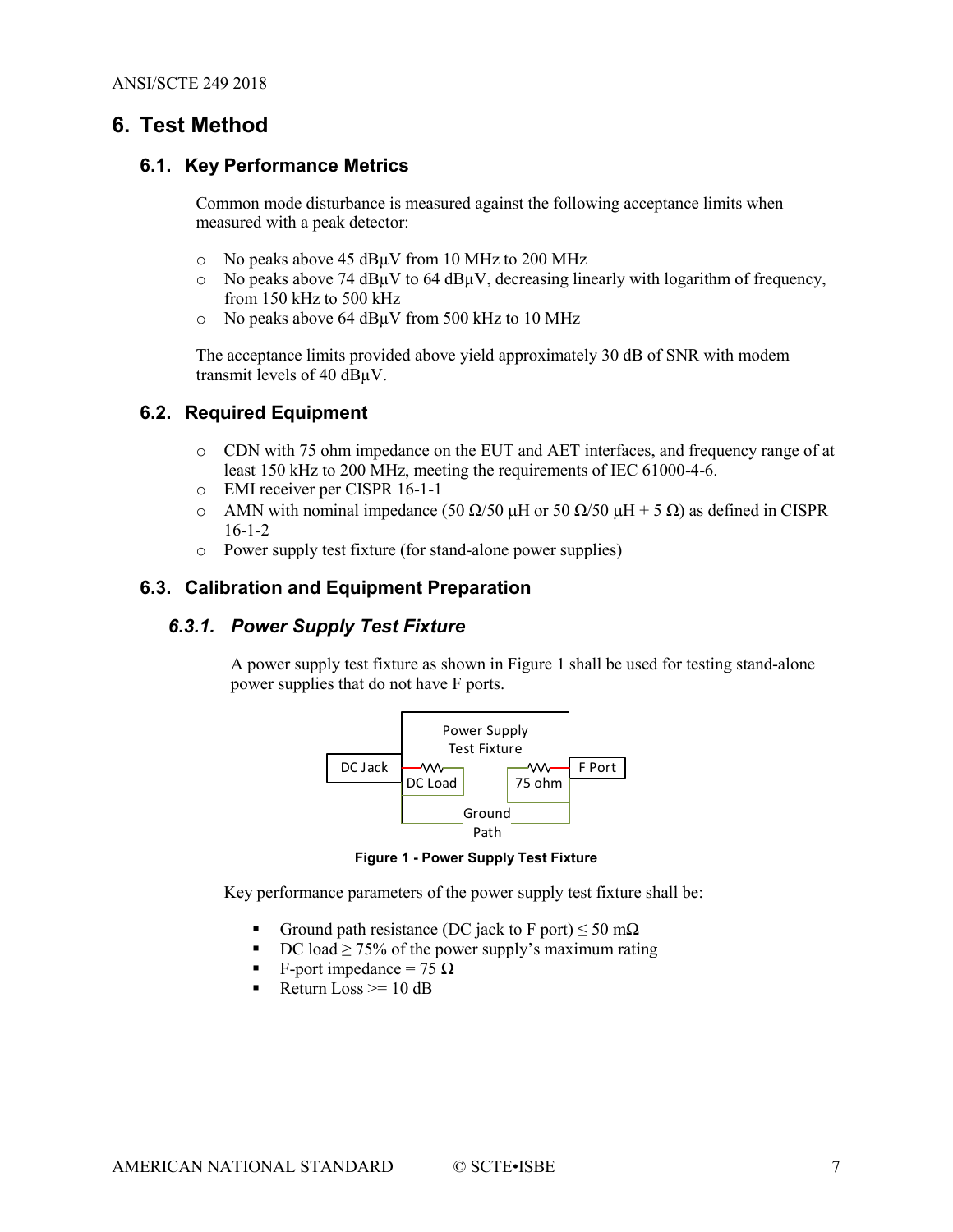# 6. Test Method

## 6.1. Key Performance Metrics

Common mode disturbance is measured against the following acceptance limits when measured with a peak detector:

- No peaks above 45 dBμV from 10 MHz to 200 MHz
- No peaks above 74 dBμV to 64 dBμV, decreasing linearly with logarithm of frequency, from 150 kHz to 500 kHz
- No peaks above 64 dBμV from 500 kHz to 10 MHz

The acceptance limits provided above yield approximately 30 dB of SNR with modem transmit levels of 40 dBμV.

## 6.2. Required Equipment

- CDN with 75 ohm impedance on the EUT and AET interfaces, and frequency range of at least 150 kHz to 200 MHz, meeting the requirements of IEC 61000-4-6.
- EMI receiver per CISPR 16-1-1
- AMN with nominal impedance (50 Ω/50 μH or 50 Ω/50 μH + 5 Ω) as defined in CISPR 16-1-2
- Power supply test fixture (for stand-alone power supplies)

## 6.3. Calibration and Equipment Preparation

### *6.3.1. Power Supply Test Fixture*

A power supply test fixture as shown in Figure 1 shall be used for testing stand-alone power supplies that do not have F ports.

Power Supply Test Fixture

DC Jack | DC Load | 75 ohm | F Port | Ground Path

**Figure 1 - Power Supply Test Fixture**

Key performance parameters of the power supply test fixture shall be:

- Ground path resistance (DC jack to F port) ≤ 50 mΩ
- DC load ≥ 75% of the power supply's maximum rating
- F-port impedance = 75 Ω
- Return Loss >= 10 dB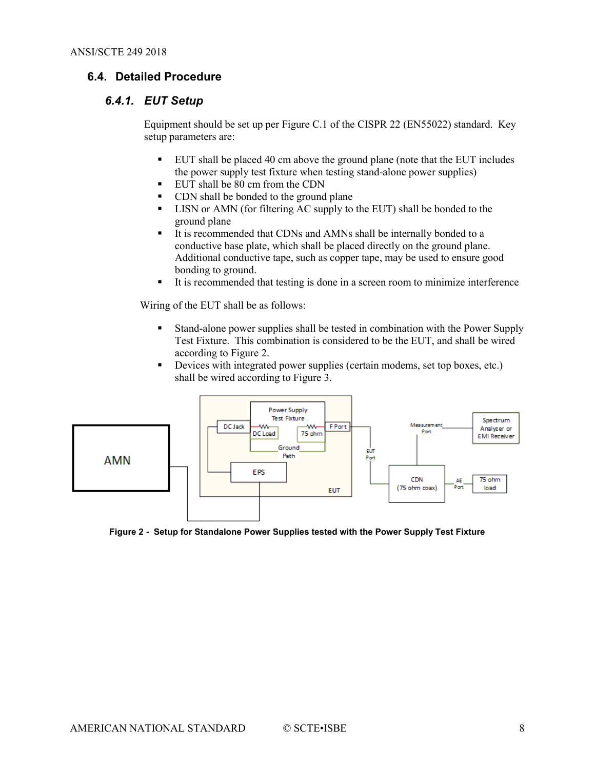## 6.4. Detailed Procedure

### 6.4.1. EUT Setup

Equipment should be set up per Figure C.1 of the CISPR 22 (EN55022) standard. Key setup parameters are:

- EUT shall be placed 40 cm above the ground plane (note that the EUT includes the power supply test fixture when testing stand-alone power supplies)
- EUT shall be 80 cm from the CDN
- CDN shall be bonded to the ground plane
- LISN or AMN (for filtering AC supply to the EUT) shall be bonded to the ground plane
- It is recommended that CDNs and AMNs shall be internally bonded to a conductive base plate, which shall be placed directly on the ground plane. Additional conductive tape, such as copper tape, may be used to ensure good bonding to ground.
- It is recommended that testing is done in a screen room to minimize interference

Wiring of the EUT shall be as follows:

- Stand-alone power supplies shall be tested in combination with the Power Supply Test Fixture. This combination is considered to be the EUT, and shall be wired according to Figure 2.
- Devices with integrated power supplies (certain modems, set top boxes, etc.) shall be wired according to Figure 3.

**Figure 2 - Setup for Standalone Power Supplies tested with the Power Supply Test Fixture**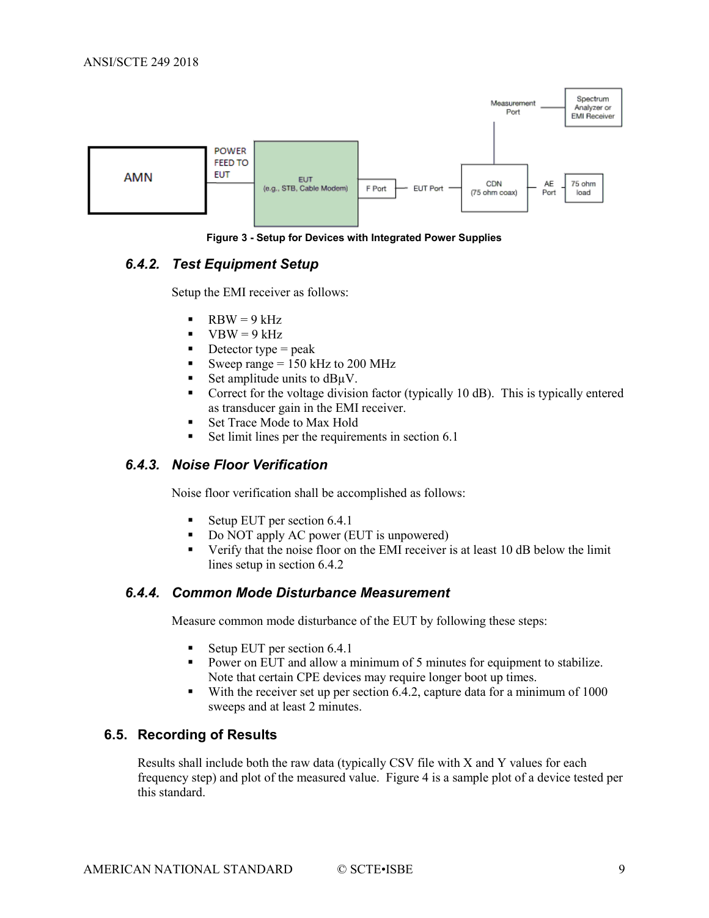Figure 3 - Setup for Devices with Integrated Power Supplies

### 6.4.2. Test Equipment Setup

Setup the EMI receiver as follows:

- RBW = 9 kHz
- VBW = 9 kHz
- Detector type = peak
- Sweep range = 150 kHz to 200 MHz
- Set amplitude units to dBμV.
- Correct for the voltage division factor (typically 10 dB). This is typically entered as transducer gain in the EMI receiver.
- Set Trace Mode to Max Hold
- Set limit lines per the requirements in section 6.1

### 6.4.3. Noise Floor Verification

Noise floor verification shall be accomplished as follows:

- Setup EUT per section 6.4.1
- Do NOT apply AC power (EUT is unpowered)
- Verify that the noise floor on the EMI receiver is at least 10 dB below the limit lines setup in section 6.4.2

### 6.4.4. Common Mode Disturbance Measurement

Measure common mode disturbance of the EUT by following these steps:

- Setup EUT per section 6.4.1
- Power on EUT and allow a minimum of 5 minutes for equipment to stabilize. Note that certain CPE devices may require longer boot up times.
- With the receiver set up per section 6.4.2, capture data for a minimum of 1000 sweeps and at least 2 minutes.

## 6.5. Recording of Results

Results shall include both the raw data (typically CSV file with X and Y values for each frequency step) and plot of the measured value. Figure 4 is a sample plot of a device tested per this standard.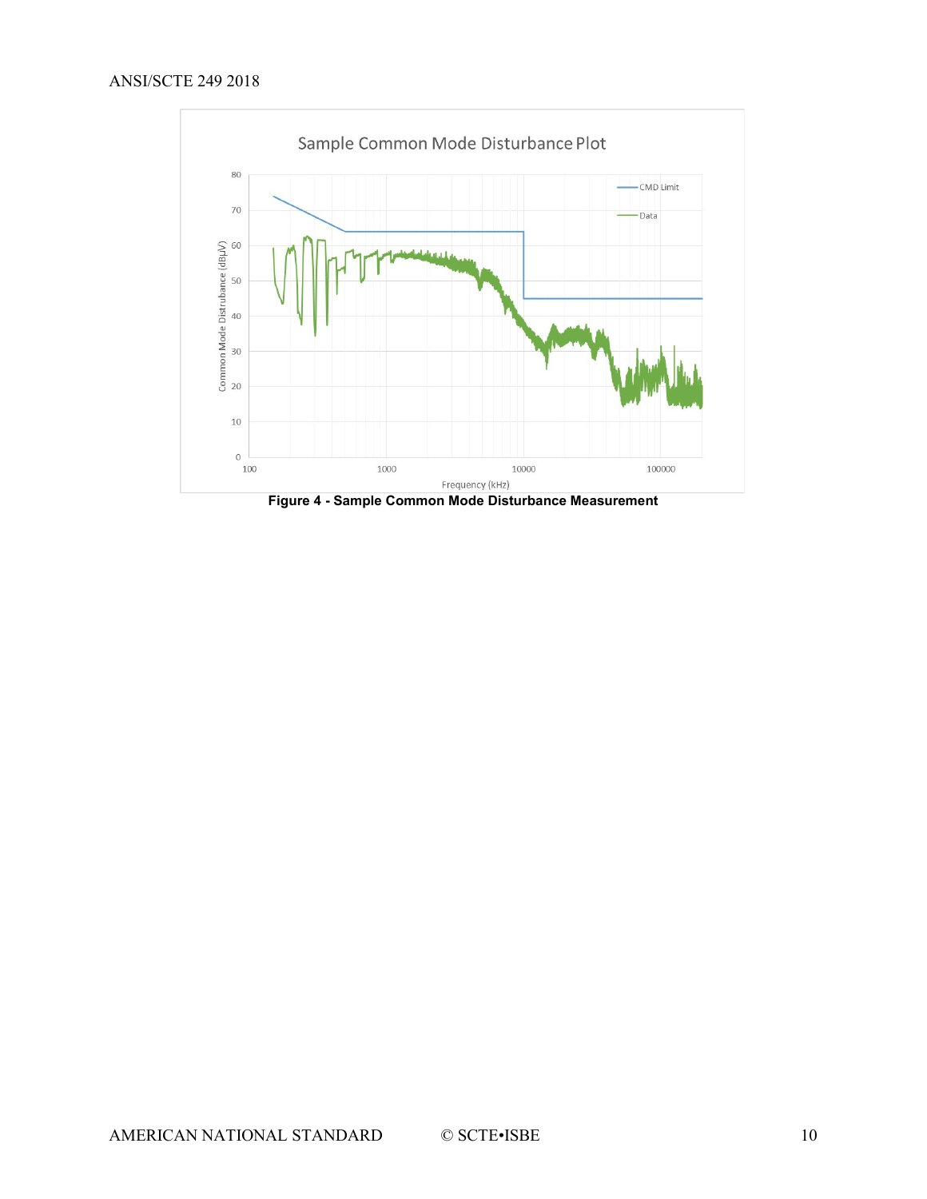Sample Common Mode Disturbance Plot

80
70
60
50
40
30
20
10
0

Common Mode Distrubance (dBµV)

100
1000
10000
100000

Frequency (kHz)

CMD Limit
Data

**Figure 4 - Sample Common Mode Disturbance Measurement**